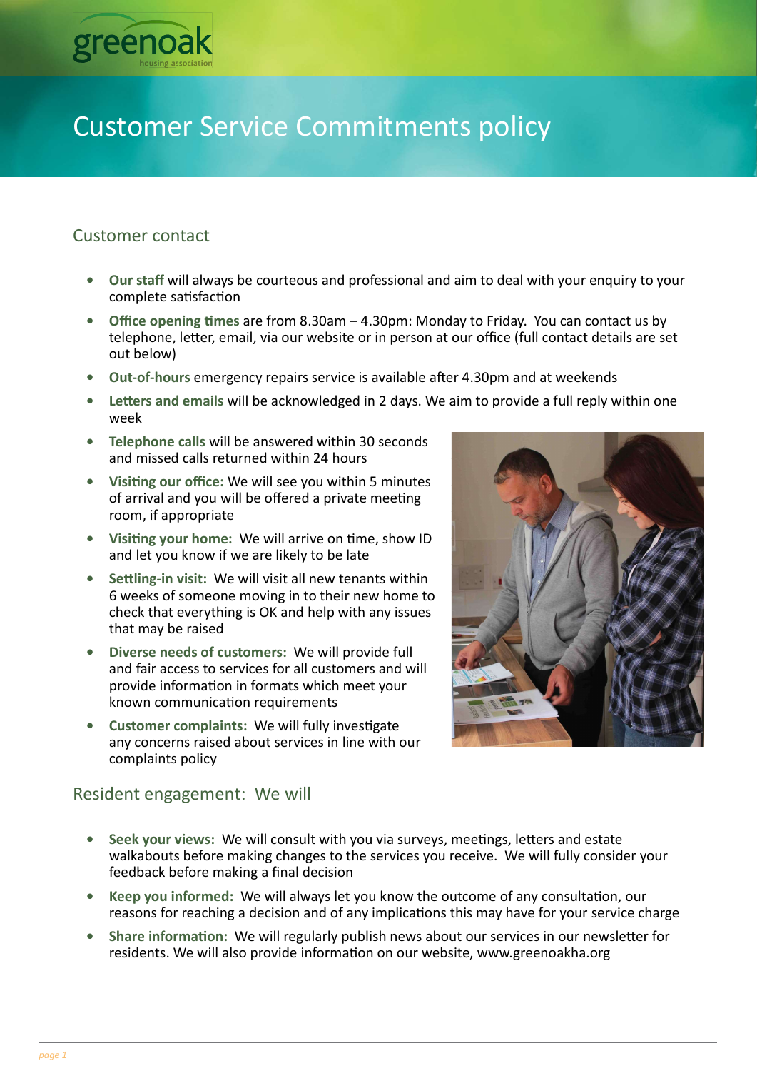# Customer Service Commitments policy

## Customer contact

- **Our staff** will always be courteous and professional and aim to deal with your enquiry to your complete satisfaction
- **Office opening times** are from 8.30am – 4.30pm: Monday to Friday. You can contact us by telephone, letter, email, via our website or in person at our office (full contact details are set out below)
- **Out-of-hours** emergency repairs service is available after 4.30pm and at weekends
- **Letters and emails** will be acknowledged in 2 days. We aim to provide a full reply within one week
- **Telephone calls** will be answered within 30 seconds and missed calls returned within 24 hours
- **Visiting our office:** We will see you within 5 minutes of arrival and you will be offered a private meeting room, if appropriate
- **Visiting your home:** We will arrive on time, show ID and let you know if we are likely to be late
- **Settling-in visit:** We will visit all new tenants within 6 weeks of someone moving in to their new home to check that everything is OK and help with any issues that may be raised
- **Diverse needs of customers:** We will provide full and fair access to services for all customers and will provide information in formats which meet your known communication requirements
- **Customer complaints:** We will fully investigate any concerns raised about services in line with our complaints policy

## Resident engagement: We will

- **Seek your views:** We will consult with you via surveys, meetings, letters and estate walkabouts before making changes to the services you receive. We will fully consider your feedback before making a final decision
- **Keep you informed:** We will always let you know the outcome of any consultation, our reasons for reaching a decision and of any implications this may have for your service charge
- **Share information:** We will regularly publish news about our services in our newsletter for residents. We will also provide information on our website, www.greenoakha.org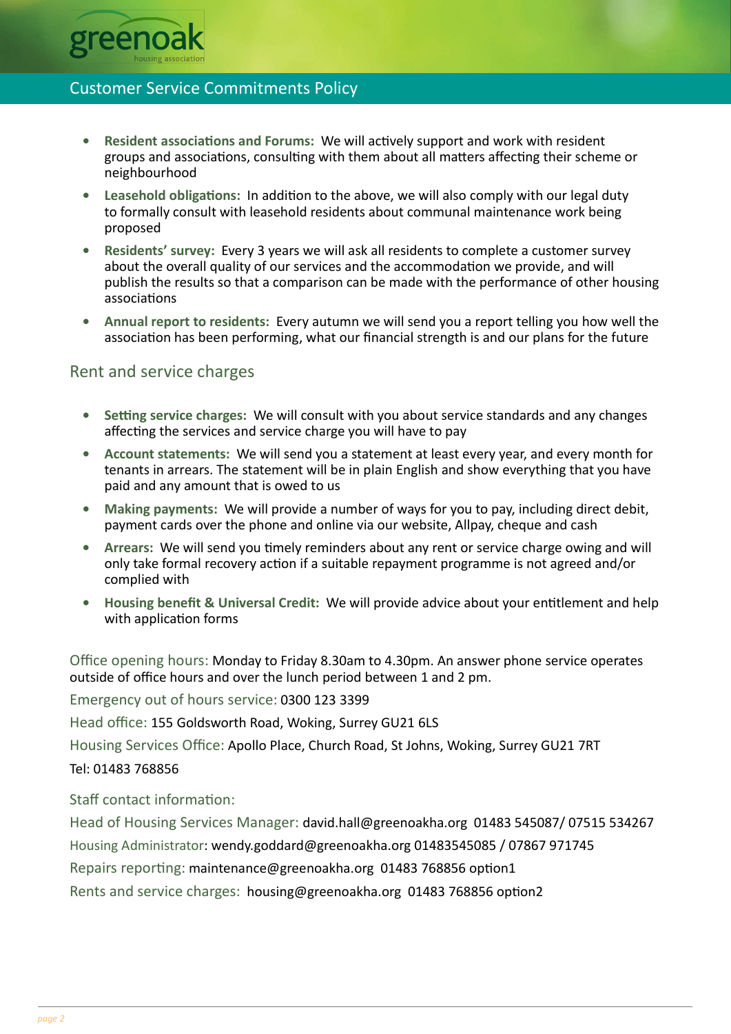- **Resident associations and Forums:** We will actively support and work with resident groups and associations, consulting with them about all matters affecting their scheme or neighbourhood
- **Leasehold obligations:** In addition to the above, we will also comply with our legal duty to formally consult with leasehold residents about communal maintenance work being proposed
- **Residents' survey:** Every 3 years we will ask all residents to complete a customer survey about the overall quality of our services and the accommodation we provide, and will publish the results so that a comparison can be made with the performance of other housing associations
- **Annual report to residents:** Every autumn we will send you a report telling you how well the association has been performing, what our financial strength is and our plans for the future

## Rent and service charges

- **Setting service charges:** We will consult with you about service standards and any changes affecting the services and service charge you will have to pay
- **Account statements:** We will send you a statement at least every year, and every month for tenants in arrears. The statement will be in plain English and show everything that you have paid and any amount that is owed to us
- **Making payments:** We will provide a number of ways for you to pay, including direct debit, payment cards over the phone and online via our website, Allpay, cheque and cash
- **Arrears:** We will send you timely reminders about any rent or service charge owing and will only take formal recovery action if a suitable repayment programme is not agreed and/or complied with
- **Housing benefit & Universal Credit:** We will provide advice about your entitlement and help with application forms

Office opening hours: Monday to Friday 8.30am to 4.30pm. An answer phone service operates outside of office hours and over the lunch period between 1 and 2 pm.

Emergency out of hours service: 0300 123 3399

Head office: 155 Goldsworth Road, Woking, Surrey GU21 6LS

Housing Services Office: Apollo Place, Church Road, St Johns, Woking, Surrey GU21 7RT

Tel: 01483 768856

Staff contact information:

Head of Housing Services Manager: david.hall@greenoakha.org 01483 545087/ 07515 534267

Housing Administrator: wendy.goddard@greenoakha.org 01483545085 / 07867 971745

Repairs reporting: maintenance@greenoakha.org 01483 768856 option1

Rents and service charges: housing@greenoakha.org 01483 768856 option2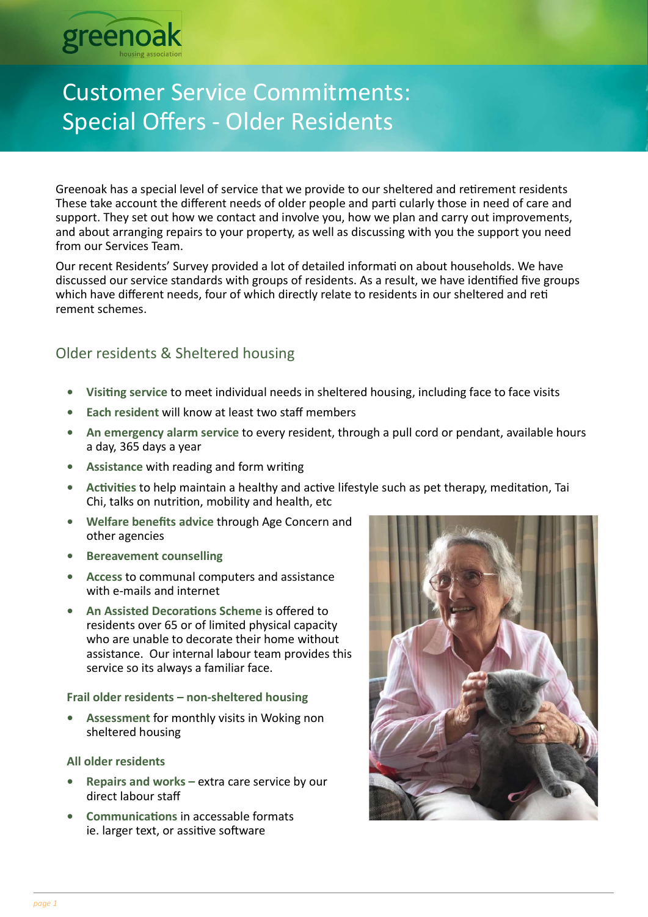greenoak
housing association

# Customer Service Commitments: Special Offers - Older Residents

Greenoak has a special level of service that we provide to our sheltered and retirement residents These take account the different needs of older people and parti cularly those in need of care and support. They set out how we contact and involve you, how we plan and carry out improvements, and about arranging repairs to your property, as well as discussing with you the support you need from our Services Team.

Our recent Residents' Survey provided a lot of detailed informati on about households. We have discussed our service standards with groups of residents. As a result, we have identified five groups which have different needs, four of which directly relate to residents in our sheltered and reti rement schemes.

## Older residents & Sheltered housing

- **Visiting service** to meet individual needs in sheltered housing, including face to face visits
- **Each resident** will know at least two staff members
- **An emergency alarm service** to every resident, through a pull cord or pendant, available hours a day, 365 days a year
- **Assistance** with reading and form writing
- **Activities** to help maintain a healthy and active lifestyle such as pet therapy, meditation, Tai Chi, talks on nutrition, mobility and health, etc
- **Welfare benefits advice** through Age Concern and other agencies
- **Bereavement counselling**
- **Access** to communal computers and assistance with e-mails and internet
- **An Assisted Decorations Scheme** is offered to residents over 65 or of limited physical capacity who are unable to decorate their home without assistance. Our internal labour team provides this service so its always a familiar face.

### Frail older residents – non-sheltered housing

- **Assessment** for monthly visits in Woking non sheltered housing

### All older residents

- **Repairs and works –** extra care service by our direct labour staff
- **Communications** in accessable formats ie. larger text, or assitive software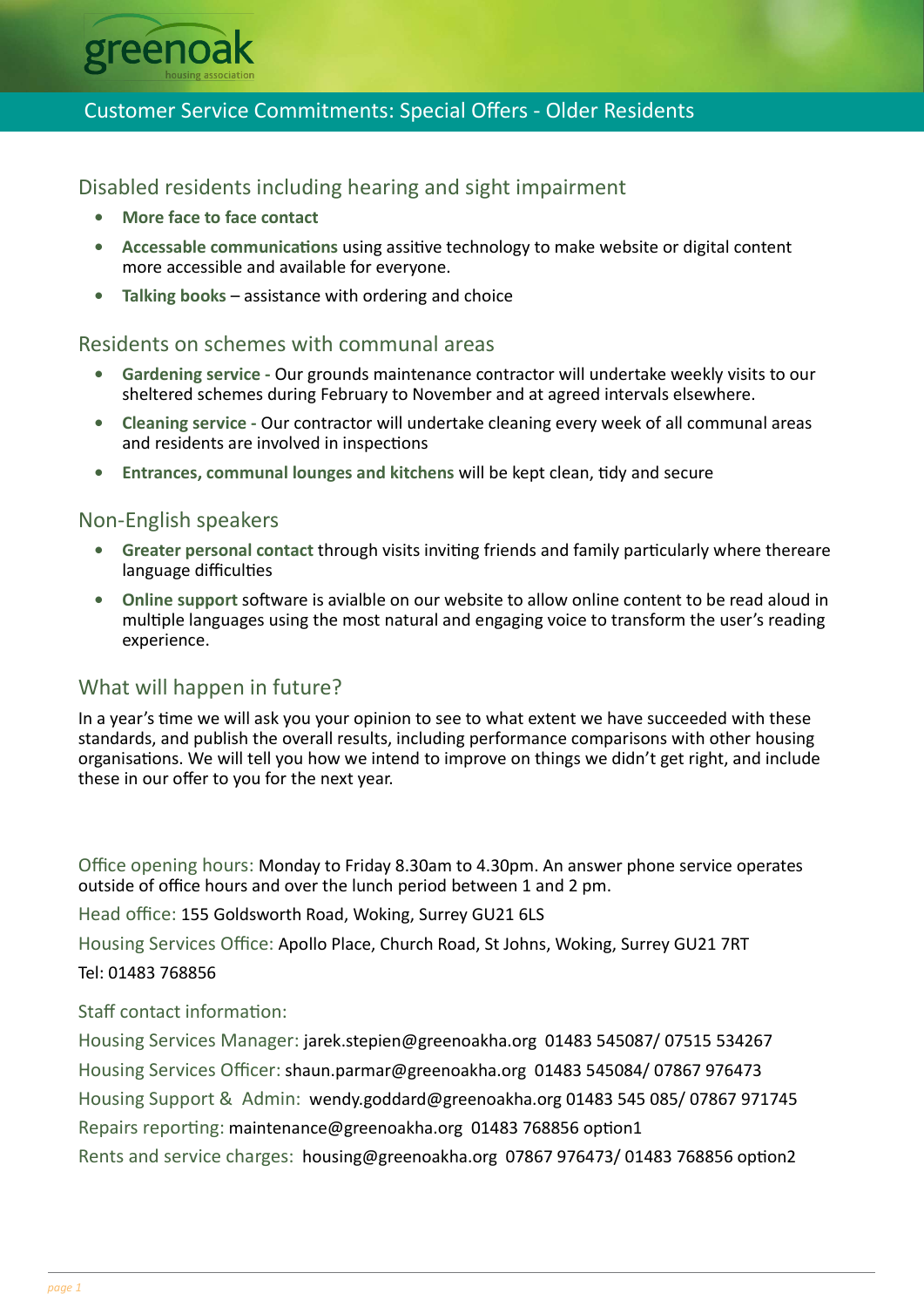greenoak housing association

## Customer Service Commitments: Special Offers - Older Residents

### Disabled residents including hearing and sight impairment

- **More face to face contact**
- **Accessable communications** using assitive technology to make website or digital content more accessible and available for everyone.
- **Talking books** – assistance with ordering and choice

### Residents on schemes with communal areas

- **Gardening service -** Our grounds maintenance contractor will undertake weekly visits to our sheltered schemes during February to November and at agreed intervals elsewhere.
- **Cleaning service -** Our contractor will undertake cleaning every week of all communal areas and residents are involved in inspections
- **Entrances, communal lounges and kitchens** will be kept clean, tidy and secure

### Non-English speakers

- **Greater personal contact** through visits inviting friends and family particularly where thereare language difficulties
- **Online support** software is avialble on our website to allow online content to be read aloud in multiple languages using the most natural and engaging voice to transform the user's reading experience.

### What will happen in future?

In a year's time we will ask you your opinion to see to what extent we have succeeded with these standards, and publish the overall results, including performance comparisons with other housing organisations. We will tell you how we intend to improve on things we didn't get right, and include these in our offer to you for the next year.

Office opening hours: Monday to Friday 8.30am to 4.30pm. An answer phone service operates outside of office hours and over the lunch period between 1 and 2 pm.

Head office: 155 Goldsworth Road, Woking, Surrey GU21 6LS

Housing Services Office: Apollo Place, Church Road, St Johns, Woking, Surrey GU21 7RT

Tel: 01483 768856

Staff contact information:

Housing Services Manager: jarek.stepien@greenoakha.org 01483 545087/ 07515 534267

Housing Services Officer: shaun.parmar@greenoakha.org 01483 545084/ 07867 976473

Housing Support & Admin: wendy.goddard@greenoakha.org 01483 545 085/ 07867 971745

Repairs reporting: maintenance@greenoakha.org 01483 768856 option1

Rents and service charges: housing@greenoakha.org 07867 976473/ 01483 768856 option2